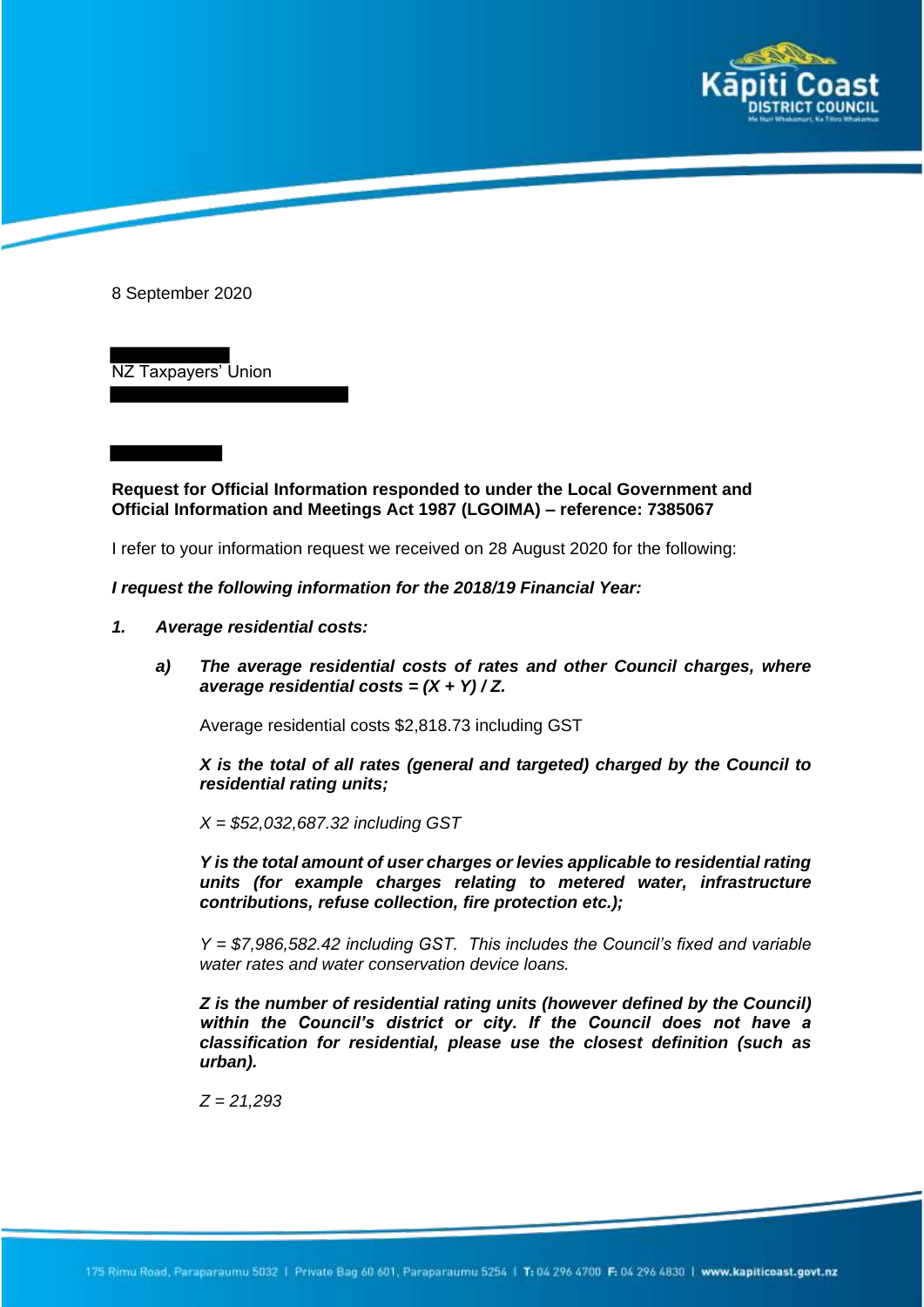8 September 2020

NZ Taxpayers' Union

**Request for Official Information responded to under the Local Government and Official Information and Meetings Act 1987 (LGOIMA) – reference: 7385067**

I refer to your information request we received on 28 August 2020 for the following:

***I request the following information for the 2018/19 Financial Year:***

***1. Average residential costs:***

***a) The average residential costs of rates and other Council charges, where average residential costs = (X + Y) / Z.***

Average residential costs $2,818.73 including GST

***X is the total of all rates (general and targeted) charged by the Council to residential rating units;***

*X = $52,032,687.32 including GST*

***Y is the total amount of user charges or levies applicable to residential rating units (for example charges relating to metered water, infrastructure contributions, refuse collection, fire protection etc.);***

*Y = $7,986,582.42 including GST. This includes the Council's fixed and variable water rates and water conservation device loans.*

***Z is the number of residential rating units (however defined by the Council) within the Council's district or city. If the Council does not have a classification for residential, please use the closest definition (such as urban).***

*Z = 21,293*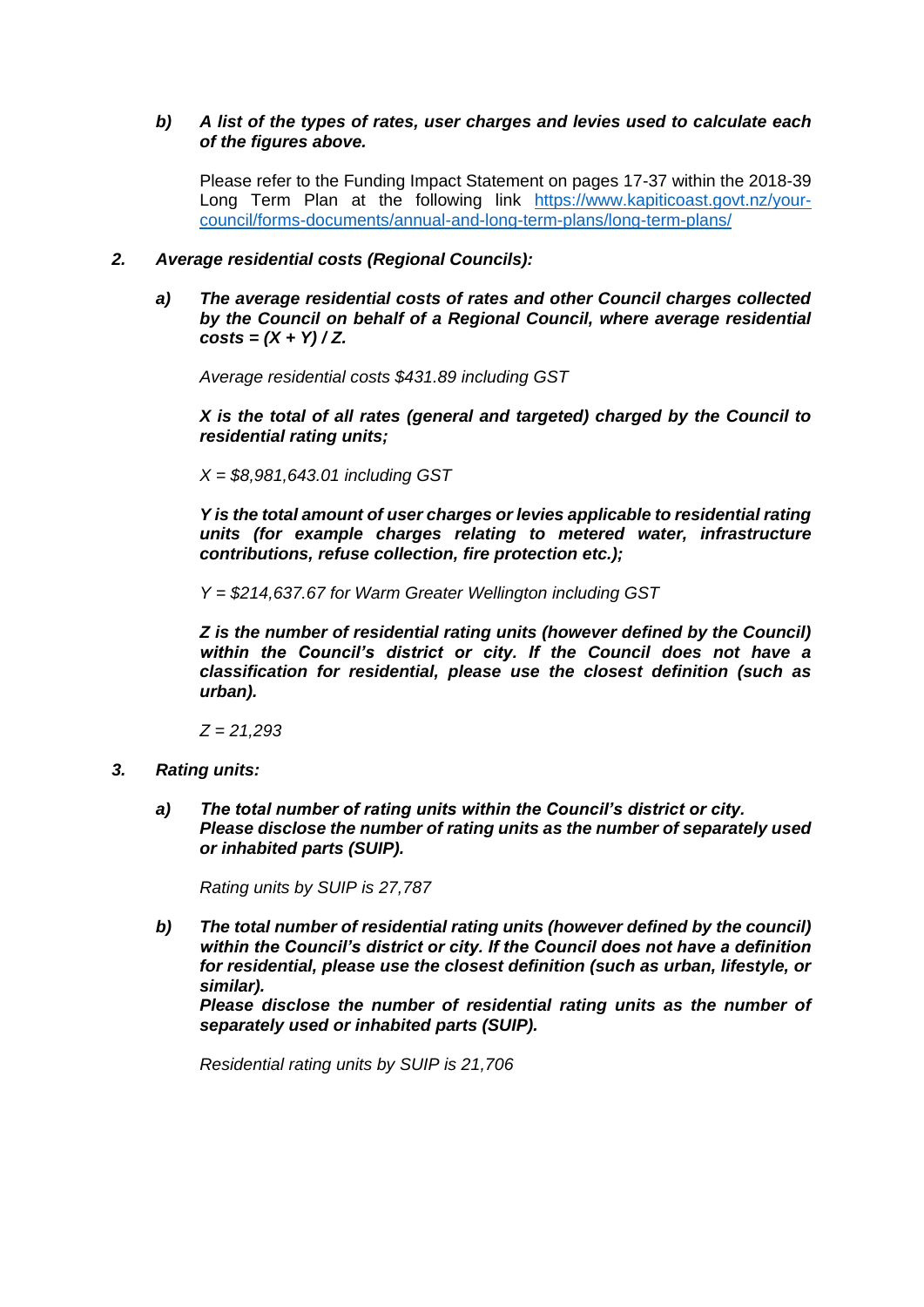**b) A list of the types of rates, user charges and levies used to calculate each of the figures above.**

Please refer to the Funding Impact Statement on pages 17-37 within the 2018-39 Long Term Plan at the following link [https://www.kapiticoast.govt.nz/your-council/forms-documents/annual-and-long-term-plans/long-term-plans/](https://www.kapiticoast.govt.nz/your-council/forms-documents/annual-and-long-term-plans/long-term-plans/)

***2. Average residential costs (Regional Councils):***

***a) The average residential costs of rates and other Council charges collected by the Council on behalf of a Regional Council, where average residential costs = (X + Y) / Z.***

*Average residential costs $431.89 including GST*

***X is the total of all rates (general and targeted) charged by the Council to residential rating units;***

*X = $8,981,643.01 including GST*

***Y is the total amount of user charges or levies applicable to residential rating units (for example charges relating to metered water, infrastructure contributions, refuse collection, fire protection etc.);***

*Y = $214,637.67 for Warm Greater Wellington including GST*

***Z is the number of residential rating units (however defined by the Council) within the Council's district or city. If the Council does not have a classification for residential, please use the closest definition (such as urban).***

*Z = 21,293*

***3. Rating units:***

***a) The total number of rating units within the Council's district or city. Please disclose the number of rating units as the number of separately used or inhabited parts (SUIP).***

*Rating units by SUIP is 27,787*

***b) The total number of residential rating units (however defined by the council) within the Council's district or city. If the Council does not have a definition for residential, please use the closest definition (such as urban, lifestyle, or similar). Please disclose the number of residential rating units as the number of separately used or inhabited parts (SUIP).***

*Residential rating units by SUIP is 21,706*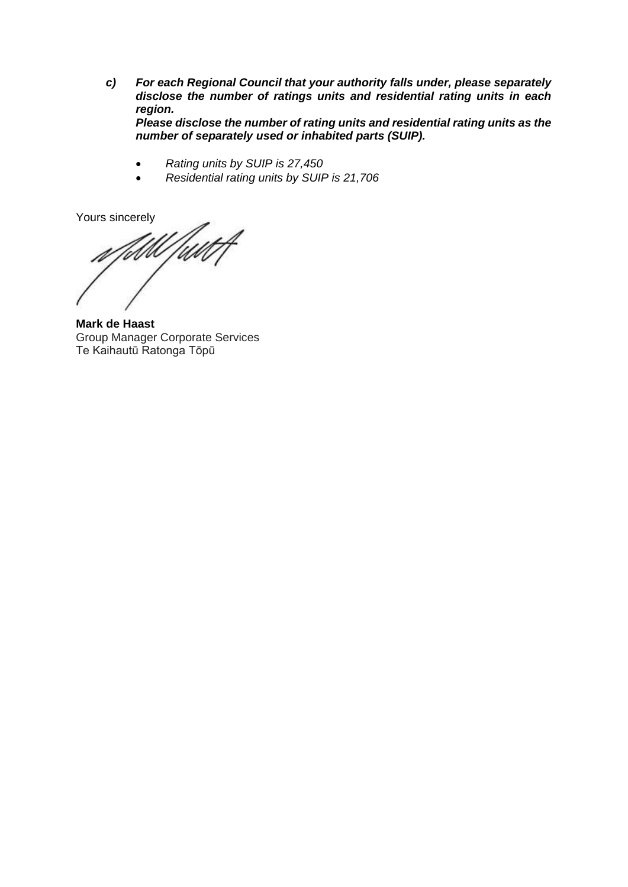***c) For each Regional Council that your authority falls under, please separately disclose the number of ratings units and residential rating units in each region.***
***Please disclose the number of rating units and residential rating units as the number of separately used or inhabited parts (SUIP).***

- *Rating units by SUIP is 27,450*
- *Residential rating units by SUIP is 21,706*

Yours sincerely

**Mark de Haast**
Group Manager Corporate Services
Te Kaihautū Ratonga Tōpū